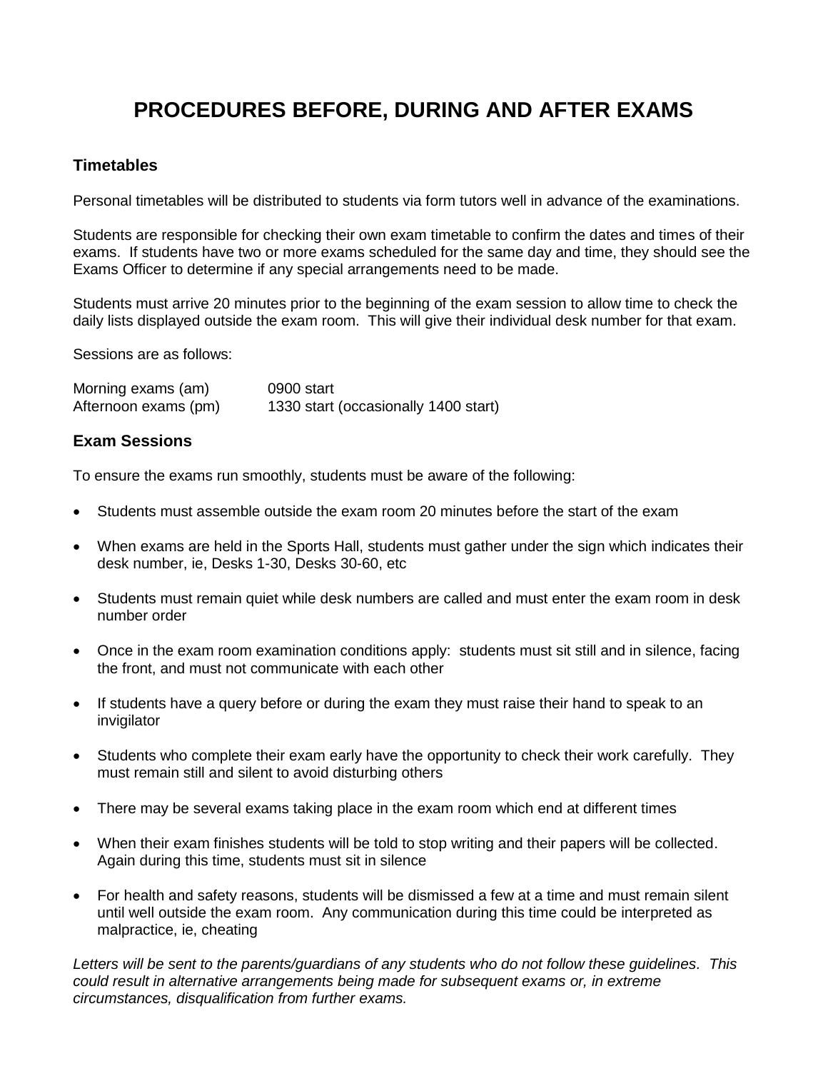# PROCEDURES BEFORE, DURING AND AFTER EXAMS

## Timetables

Personal timetables will be distributed to students via form tutors well in advance of the examinations.

Students are responsible for checking their own exam timetable to confirm the dates and times of their exams. If students have two or more exams scheduled for the same day and time, they should see the Exams Officer to determine if any special arrangements need to be made.

Students must arrive 20 minutes prior to the beginning of the exam session to allow time to check the daily lists displayed outside the exam room. This will give their individual desk number for that exam.

Sessions are as follows:

| | |
|---|---|
| Morning exams (am) | 0900 start |
| Afternoon exams (pm) | 1330 start (occasionally 1400 start) |

## Exam Sessions

To ensure the exams run smoothly, students must be aware of the following:

- Students must assemble outside the exam room 20 minutes before the start of the exam
- When exams are held in the Sports Hall, students must gather under the sign which indicates their desk number, ie, Desks 1-30, Desks 30-60, etc
- Students must remain quiet while desk numbers are called and must enter the exam room in desk number order
- Once in the exam room examination conditions apply: students must sit still and in silence, facing the front, and must not communicate with each other
- If students have a query before or during the exam they must raise their hand to speak to an invigilator
- Students who complete their exam early have the opportunity to check their work carefully. They must remain still and silent to avoid disturbing others
- There may be several exams taking place in the exam room which end at different times
- When their exam finishes students will be told to stop writing and their papers will be collected. Again during this time, students must sit in silence
- For health and safety reasons, students will be dismissed a few at a time and must remain silent until well outside the exam room. Any communication during this time could be interpreted as malpractice, ie, cheating

*Letters will be sent to the parents/guardians of any students who do not follow these guidelines. This could result in alternative arrangements being made for subsequent exams or, in extreme circumstances, disqualification from further exams.*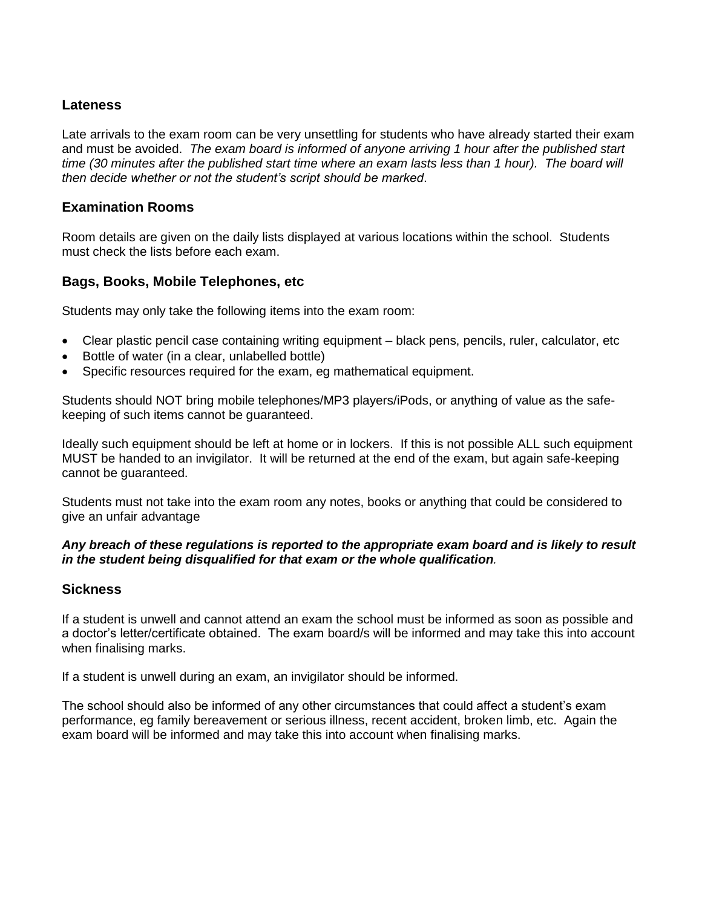## Lateness

Late arrivals to the exam room can be very unsettling for students who have already started their exam and must be avoided. *The exam board is informed of anyone arriving 1 hour after the published start time (30 minutes after the published start time where an exam lasts less than 1 hour). The board will then decide whether or not the student's script should be marked*.

## Examination Rooms

Room details are given on the daily lists displayed at various locations within the school. Students must check the lists before each exam.

## Bags, Books, Mobile Telephones, etc

Students may only take the following items into the exam room:

- Clear plastic pencil case containing writing equipment – black pens, pencils, ruler, calculator, etc
- Bottle of water (in a clear, unlabelled bottle)
- Specific resources required for the exam, eg mathematical equipment.

Students should NOT bring mobile telephones/MP3 players/iPods, or anything of value as the safe-keeping of such items cannot be guaranteed.

Ideally such equipment should be left at home or in lockers. If this is not possible ALL such equipment MUST be handed to an invigilator. It will be returned at the end of the exam, but again safe-keeping cannot be guaranteed.

Students must not take into the exam room any notes, books or anything that could be considered to give an unfair advantage

***Any breach of these regulations is reported to the appropriate exam board and is likely to result in the student being disqualified for that exam or the whole qualification.***

## Sickness

If a student is unwell and cannot attend an exam the school must be informed as soon as possible and a doctor's letter/certificate obtained. The exam board/s will be informed and may take this into account when finalising marks.

If a student is unwell during an exam, an invigilator should be informed.

The school should also be informed of any other circumstances that could affect a student's exam performance, eg family bereavement or serious illness, recent accident, broken limb, etc. Again the exam board will be informed and may take this into account when finalising marks.